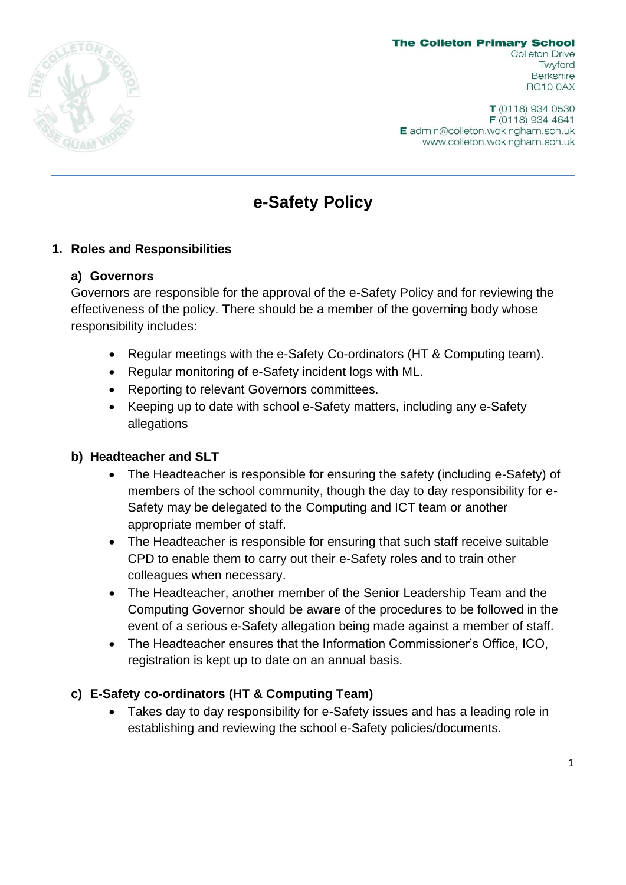**The Colleton Primary School**
Colleton Drive
Twyford
Berkshire
RG10 0AX

**T** (0118) 934 0530
**F** (0118) 934 4641
**E** admin@colleton.wokingham.sch.uk
www.colleton.wokingham.sch.uk

# e-Safety Policy

## 1. Roles and Responsibilities

### a) Governors

Governors are responsible for the approval of the e-Safety Policy and for reviewing the effectiveness of the policy. There should be a member of the governing body whose responsibility includes:

- Regular meetings with the e-Safety Co-ordinators (HT & Computing team).
- Regular monitoring of e-Safety incident logs with ML.
- Reporting to relevant Governors committees.
- Keeping up to date with school e-Safety matters, including any e-Safety allegations

### b) Headteacher and SLT

- The Headteacher is responsible for ensuring the safety (including e-Safety) of members of the school community, though the day to day responsibility for e-Safety may be delegated to the Computing and ICT team or another appropriate member of staff.
- The Headteacher is responsible for ensuring that such staff receive suitable CPD to enable them to carry out their e-Safety roles and to train other colleagues when necessary.
- The Headteacher, another member of the Senior Leadership Team and the Computing Governor should be aware of the procedures to be followed in the event of a serious e-Safety allegation being made against a member of staff.
- The Headteacher ensures that the Information Commissioner's Office, ICO, registration is kept up to date on an annual basis.

### c) E-Safety co-ordinators (HT & Computing Team)

- Takes day to day responsibility for e-Safety issues and has a leading role in establishing and reviewing the school e-Safety policies/documents.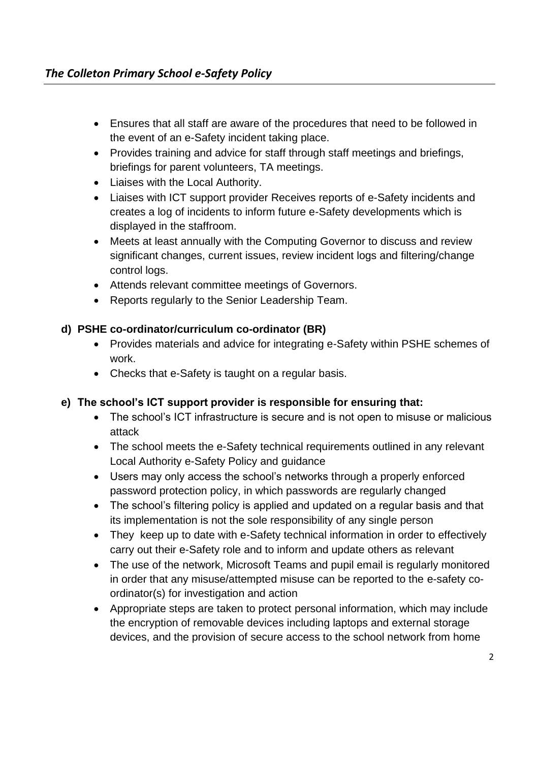- Ensures that all staff are aware of the procedures that need to be followed in the event of an e-Safety incident taking place.
- Provides training and advice for staff through staff meetings and briefings, briefings for parent volunteers, TA meetings.
- Liaises with the Local Authority.
- Liaises with ICT support provider Receives reports of e-Safety incidents and creates a log of incidents to inform future e-Safety developments which is displayed in the staffroom.
- Meets at least annually with the Computing Governor to discuss and review significant changes, current issues, review incident logs and filtering/change control logs.
- Attends relevant committee meetings of Governors.
- Reports regularly to the Senior Leadership Team.

**d) PSHE co-ordinator/curriculum co-ordinator (BR)**

- Provides materials and advice for integrating e-Safety within PSHE schemes of work.
- Checks that e-Safety is taught on a regular basis.

**e) The school's ICT support provider is responsible for ensuring that:**

- The school's ICT infrastructure is secure and is not open to misuse or malicious attack
- The school meets the e-Safety technical requirements outlined in any relevant Local Authority e-Safety Policy and guidance
- Users may only access the school's networks through a properly enforced password protection policy, in which passwords are regularly changed
- The school's filtering policy is applied and updated on a regular basis and that its implementation is not the sole responsibility of any single person
- They keep up to date with e-Safety technical information in order to effectively carry out their e-Safety role and to inform and update others as relevant
- The use of the network, Microsoft Teams and pupil email is regularly monitored in order that any misuse/attempted misuse can be reported to the e-safety co-ordinator(s) for investigation and action
- Appropriate steps are taken to protect personal information, which may include the encryption of removable devices including laptops and external storage devices, and the provision of secure access to the school network from home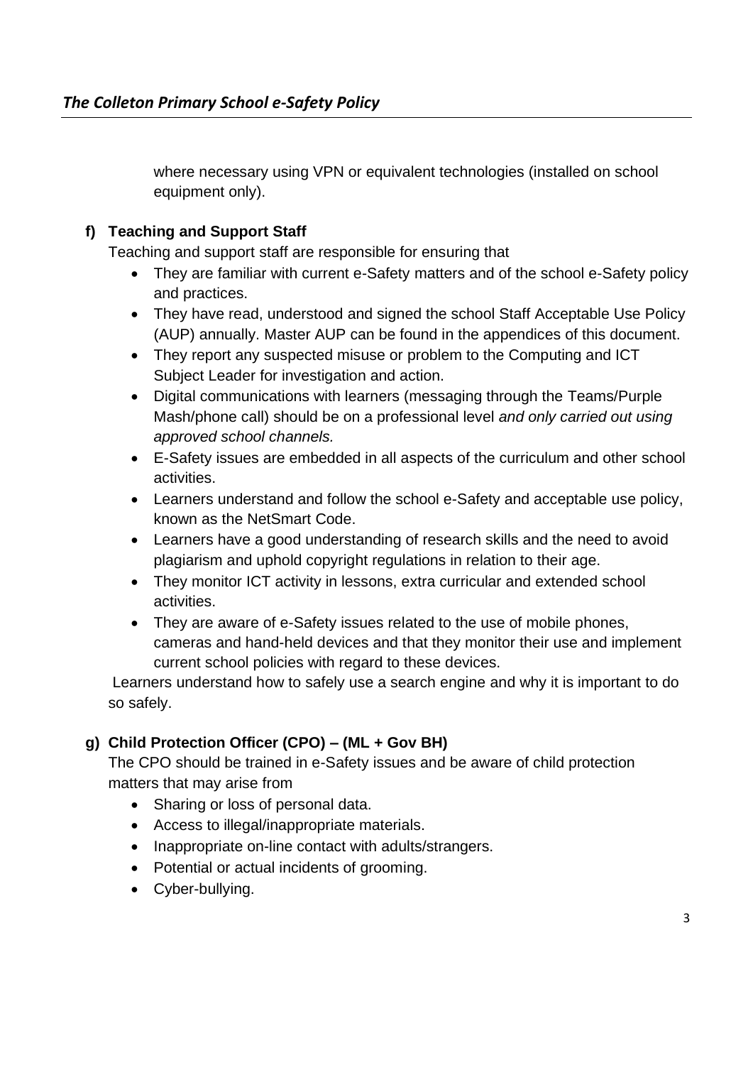where necessary using VPN or equivalent technologies (installed on school equipment only).

**f) Teaching and Support Staff**

Teaching and support staff are responsible for ensuring that

- They are familiar with current e-Safety matters and of the school e-Safety policy and practices.
- They have read, understood and signed the school Staff Acceptable Use Policy (AUP) annually. Master AUP can be found in the appendices of this document.
- They report any suspected misuse or problem to the Computing and ICT Subject Leader for investigation and action.
- Digital communications with learners (messaging through the Teams/Purple Mash/phone call) should be on a professional level *and only carried out using approved school channels.*
- E-Safety issues are embedded in all aspects of the curriculum and other school activities.
- Learners understand and follow the school e-Safety and acceptable use policy, known as the NetSmart Code.
- Learners have a good understanding of research skills and the need to avoid plagiarism and uphold copyright regulations in relation to their age.
- They monitor ICT activity in lessons, extra curricular and extended school activities.
- They are aware of e-Safety issues related to the use of mobile phones, cameras and hand-held devices and that they monitor their use and implement current school policies with regard to these devices.

Learners understand how to safely use a search engine and why it is important to do so safely.

**g) Child Protection Officer (CPO) – (ML + Gov BH)**

The CPO should be trained in e-Safety issues and be aware of child protection matters that may arise from

- Sharing or loss of personal data.
- Access to illegal/inappropriate materials.
- Inappropriate on-line contact with adults/strangers.
- Potential or actual incidents of grooming.
- Cyber-bullying.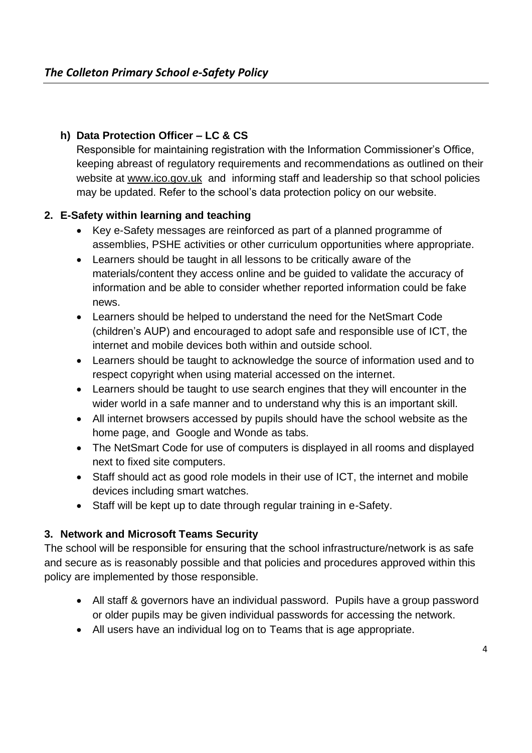**h) Data Protection Officer – LC & CS**

Responsible for maintaining registration with the Information Commissioner's Office, keeping abreast of regulatory requirements and recommendations as outlined on their website at www.ico.gov.uk and informing staff and leadership so that school policies may be updated. Refer to the school's data protection policy on our website.

## 2. E-Safety within learning and teaching

- Key e-Safety messages are reinforced as part of a planned programme of assemblies, PSHE activities or other curriculum opportunities where appropriate.
- Learners should be taught in all lessons to be critically aware of the materials/content they access online and be guided to validate the accuracy of information and be able to consider whether reported information could be fake news.
- Learners should be helped to understand the need for the NetSmart Code (children's AUP) and encouraged to adopt safe and responsible use of ICT, the internet and mobile devices both within and outside school.
- Learners should be taught to acknowledge the source of information used and to respect copyright when using material accessed on the internet.
- Learners should be taught to use search engines that they will encounter in the wider world in a safe manner and to understand why this is an important skill.
- All internet browsers accessed by pupils should have the school website as the home page, and Google and Wonde as tabs.
- The NetSmart Code for use of computers is displayed in all rooms and displayed next to fixed site computers.
- Staff should act as good role models in their use of ICT, the internet and mobile devices including smart watches.
- Staff will be kept up to date through regular training in e-Safety.

## 3. Network and Microsoft Teams Security

The school will be responsible for ensuring that the school infrastructure/network is as safe and secure as is reasonably possible and that policies and procedures approved within this policy are implemented by those responsible.

- All staff & governors have an individual password. Pupils have a group password or older pupils may be given individual passwords for accessing the network.
- All users have an individual log on to Teams that is age appropriate.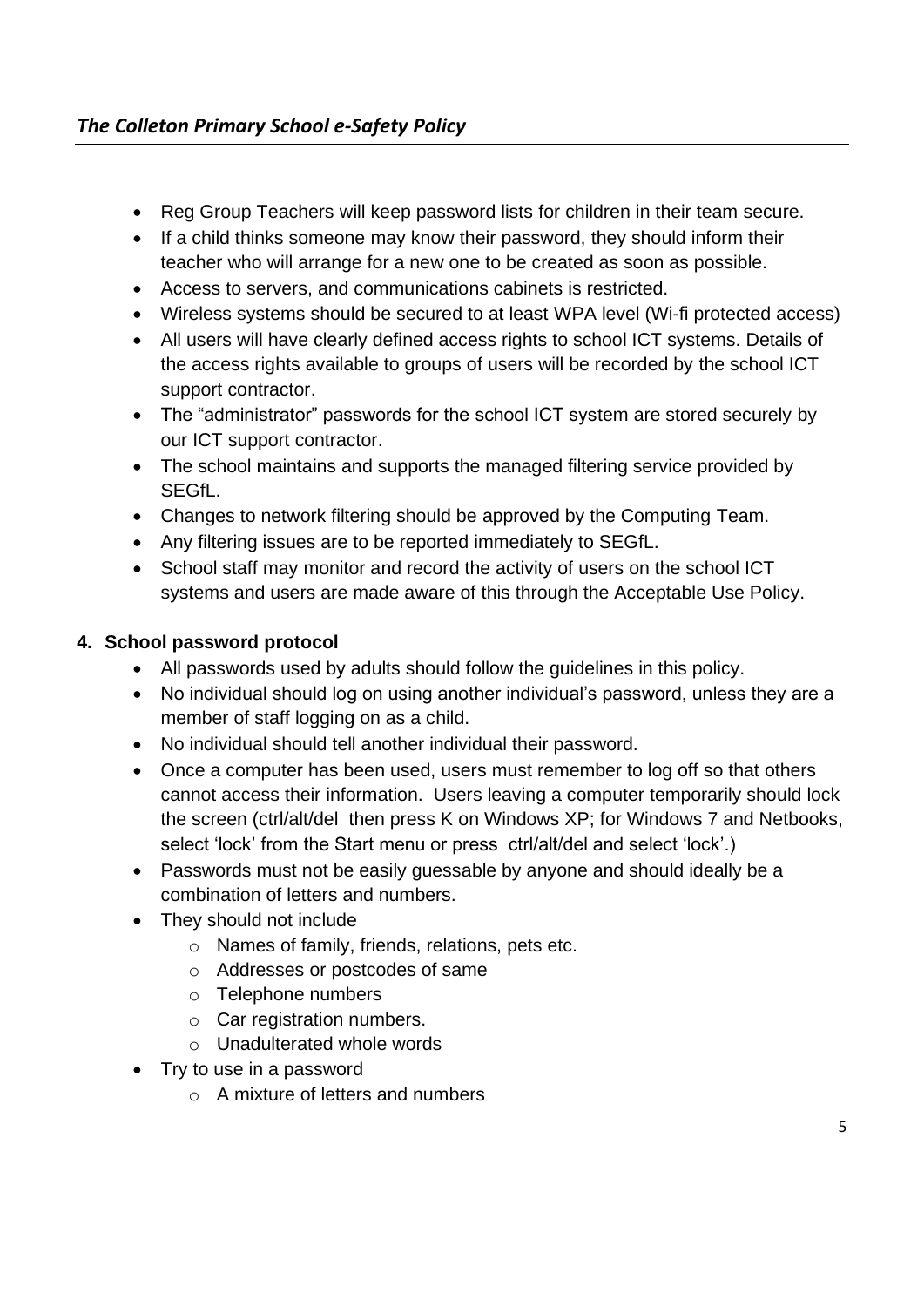- Reg Group Teachers will keep password lists for children in their team secure.
- If a child thinks someone may know their password, they should inform their teacher who will arrange for a new one to be created as soon as possible.
- Access to servers, and communications cabinets is restricted.
- Wireless systems should be secured to at least WPA level (Wi-fi protected access)
- All users will have clearly defined access rights to school ICT systems. Details of the access rights available to groups of users will be recorded by the school ICT support contractor.
- The "administrator" passwords for the school ICT system are stored securely by our ICT support contractor.
- The school maintains and supports the managed filtering service provided by SEGfL.
- Changes to network filtering should be approved by the Computing Team.
- Any filtering issues are to be reported immediately to SEGfL.
- School staff may monitor and record the activity of users on the school ICT systems and users are made aware of this through the Acceptable Use Policy.

**4. School password protocol**

- All passwords used by adults should follow the guidelines in this policy.
- No individual should log on using another individual's password, unless they are a member of staff logging on as a child.
- No individual should tell another individual their password.
- Once a computer has been used, users must remember to log off so that others cannot access their information. Users leaving a computer temporarily should lock the screen (ctrl/alt/del then press K on Windows XP; for Windows 7 and Netbooks, select 'lock' from the Start menu or press ctrl/alt/del and select 'lock'.)
- Passwords must not be easily guessable by anyone and should ideally be a combination of letters and numbers.
- They should not include
  - Names of family, friends, relations, pets etc.
  - Addresses or postcodes of same
  - Telephone numbers
  - Car registration numbers.
  - Unadulterated whole words
- Try to use in a password
  - A mixture of letters and numbers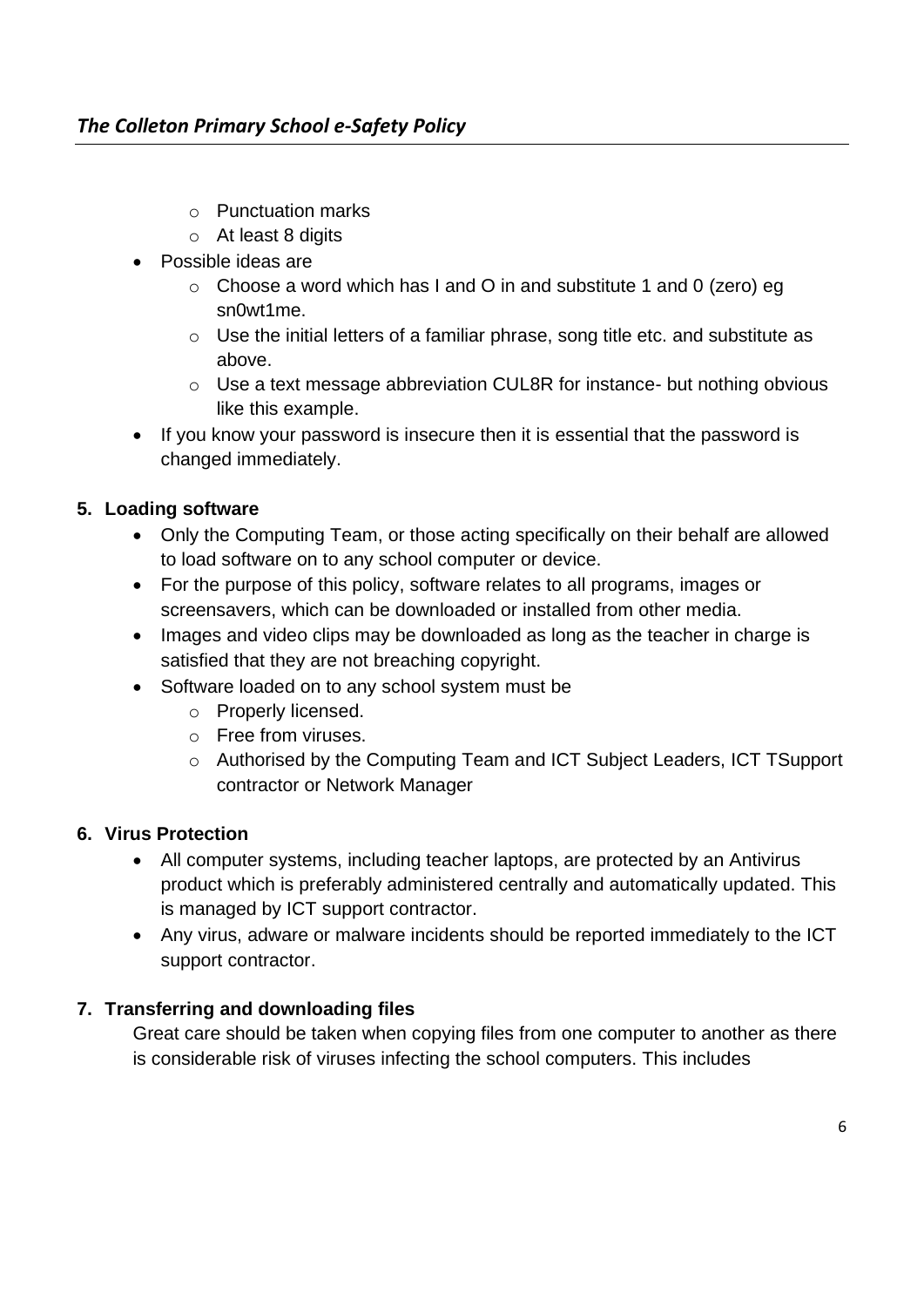- Punctuation marks
  - At least 8 digits
- Possible ideas are
  - Choose a word which has I and O in and substitute 1 and 0 (zero) eg sn0wt1me.
  - Use the initial letters of a familiar phrase, song title etc. and substitute as above.
  - Use a text message abbreviation CUL8R for instance- but nothing obvious like this example.
- If you know your password is insecure then it is essential that the password is changed immediately.

**5. Loading software**

- Only the Computing Team, or those acting specifically on their behalf are allowed to load software on to any school computer or device.
- For the purpose of this policy, software relates to all programs, images or screensavers, which can be downloaded or installed from other media.
- Images and video clips may be downloaded as long as the teacher in charge is satisfied that they are not breaching copyright.
- Software loaded on to any school system must be
  - Properly licensed.
  - Free from viruses.
  - Authorised by the Computing Team and ICT Subject Leaders, ICT TSupport contractor or Network Manager

**6. Virus Protection**

- All computer systems, including teacher laptops, are protected by an Antivirus product which is preferably administered centrally and automatically updated. This is managed by ICT support contractor.
- Any virus, adware or malware incidents should be reported immediately to the ICT support contractor.

**7. Transferring and downloading files**

Great care should be taken when copying files from one computer to another as there is considerable risk of viruses infecting the school computers. This includes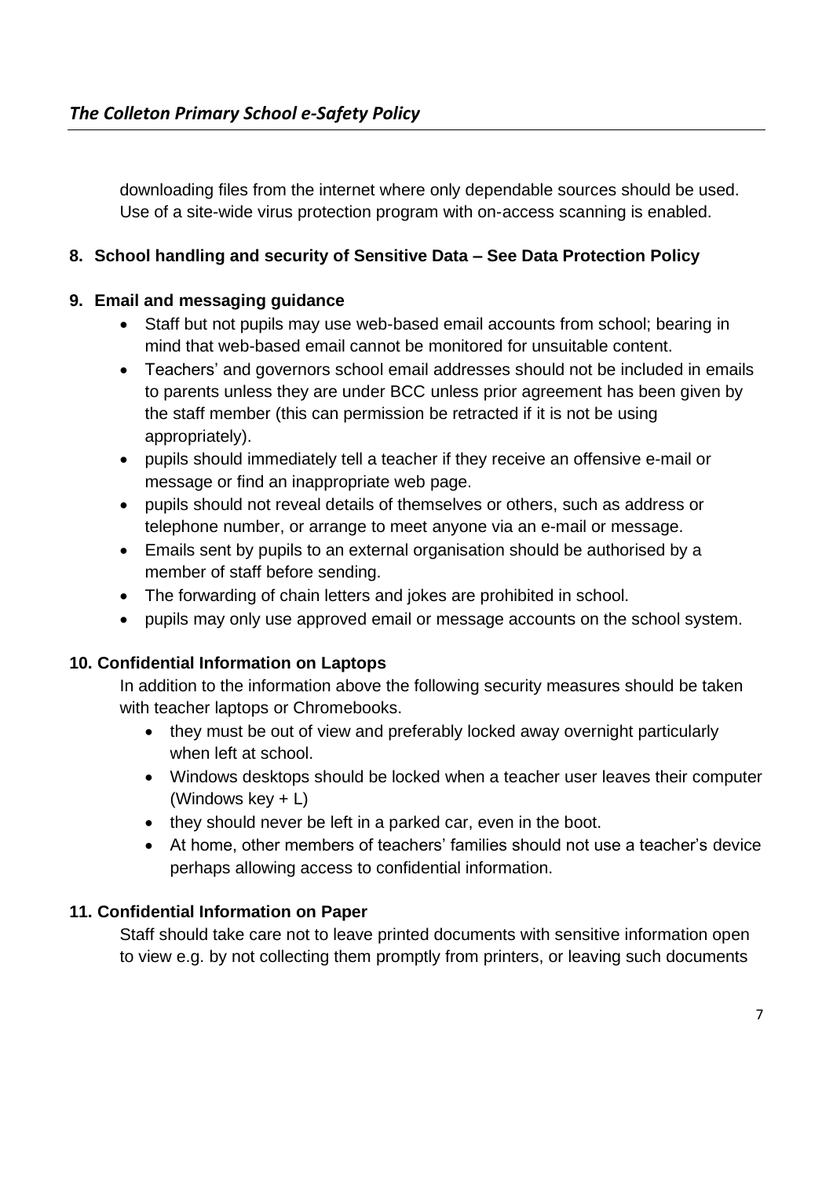downloading files from the internet where only dependable sources should be used. Use of a site-wide virus protection program with on-access scanning is enabled.

## 8. School handling and security of Sensitive Data – See Data Protection Policy

## 9. Email and messaging guidance

- Staff but not pupils may use web-based email accounts from school; bearing in mind that web-based email cannot be monitored for unsuitable content.
- Teachers' and governors school email addresses should not be included in emails to parents unless they are under BCC unless prior agreement has been given by the staff member (this can permission be retracted if it is not be using appropriately).
- pupils should immediately tell a teacher if they receive an offensive e-mail or message or find an inappropriate web page.
- pupils should not reveal details of themselves or others, such as address or telephone number, or arrange to meet anyone via an e-mail or message.
- Emails sent by pupils to an external organisation should be authorised by a member of staff before sending.
- The forwarding of chain letters and jokes are prohibited in school.
- pupils may only use approved email or message accounts on the school system.

## 10. Confidential Information on Laptops

In addition to the information above the following security measures should be taken with teacher laptops or Chromebooks.

- they must be out of view and preferably locked away overnight particularly when left at school.
- Windows desktops should be locked when a teacher user leaves their computer (Windows key + L)
- they should never be left in a parked car, even in the boot.
- At home, other members of teachers' families should not use a teacher's device perhaps allowing access to confidential information.

## 11. Confidential Information on Paper

Staff should take care not to leave printed documents with sensitive information open to view e.g. by not collecting them promptly from printers, or leaving such documents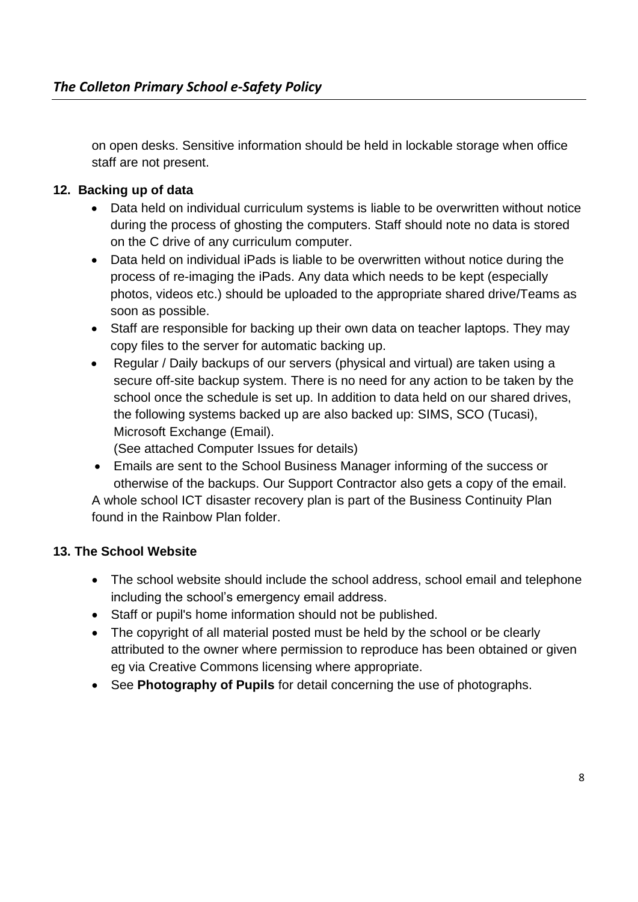on open desks. Sensitive information should be held in lockable storage when office staff are not present.

**12. Backing up of data**

- Data held on individual curriculum systems is liable to be overwritten without notice during the process of ghosting the computers. Staff should note no data is stored on the C drive of any curriculum computer.
- Data held on individual iPads is liable to be overwritten without notice during the process of re-imaging the iPads. Any data which needs to be kept (especially photos, videos etc.) should be uploaded to the appropriate shared drive/Teams as soon as possible.
- Staff are responsible for backing up their own data on teacher laptops. They may copy files to the server for automatic backing up.
- Regular / Daily backups of our servers (physical and virtual) are taken using a secure off-site backup system. There is no need for any action to be taken by the school once the schedule is set up. In addition to data held on our shared drives, the following systems backed up are also backed up: SIMS, SCO (Tucasi), Microsoft Exchange (Email).
  (See attached Computer Issues for details)
- Emails are sent to the School Business Manager informing of the success or otherwise of the backups. Our Support Contractor also gets a copy of the email.

A whole school ICT disaster recovery plan is part of the Business Continuity Plan found in the Rainbow Plan folder.

**13. The School Website**

- The school website should include the school address, school email and telephone including the school's emergency email address.
- Staff or pupil's home information should not be published.
- The copyright of all material posted must be held by the school or be clearly attributed to the owner where permission to reproduce has been obtained or given eg via Creative Commons licensing where appropriate.
- See **Photography of Pupils** for detail concerning the use of photographs.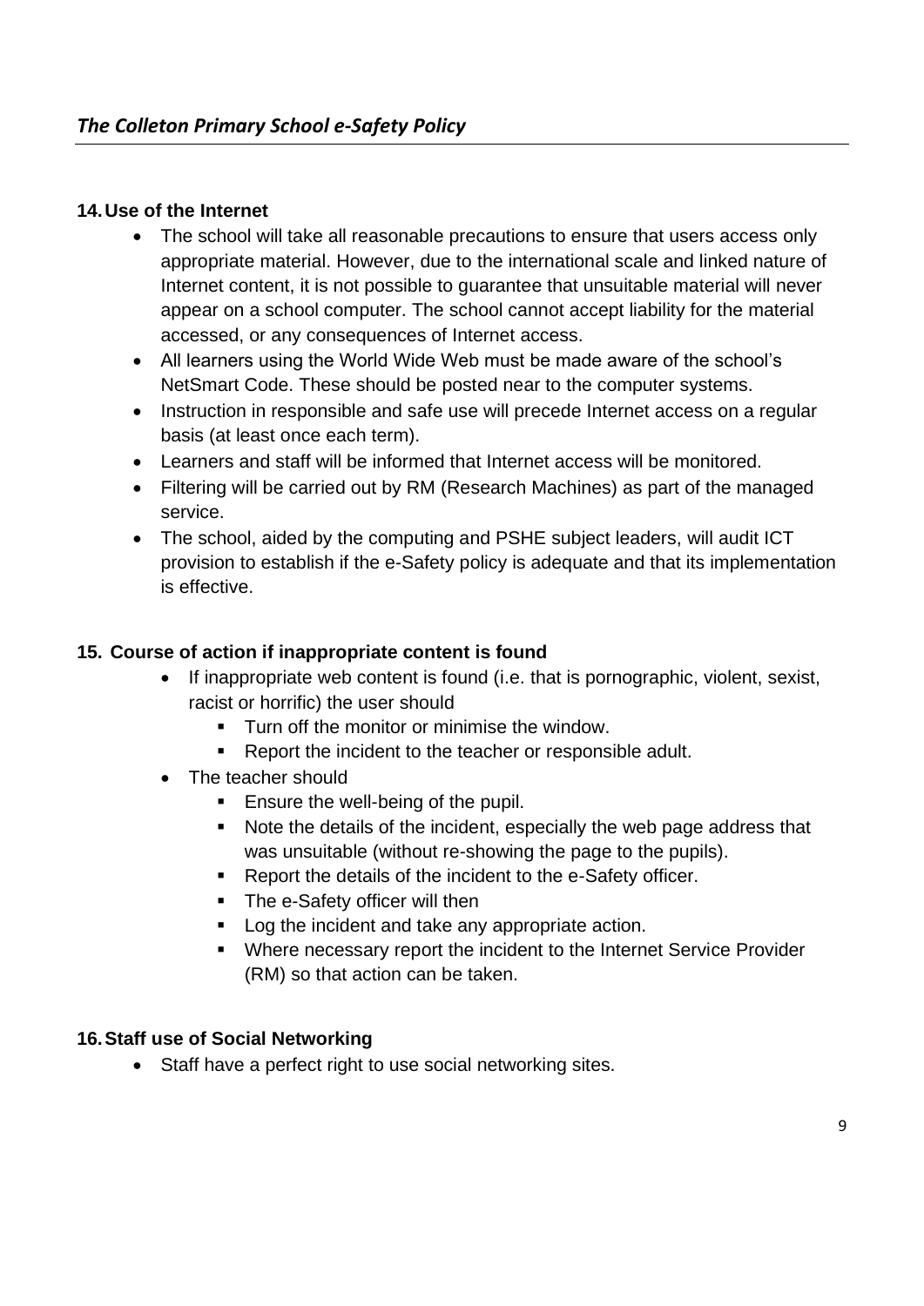## 14. Use of the Internet

- The school will take all reasonable precautions to ensure that users access only appropriate material. However, due to the international scale and linked nature of Internet content, it is not possible to guarantee that unsuitable material will never appear on a school computer. The school cannot accept liability for the material accessed, or any consequences of Internet access.
- All learners using the World Wide Web must be made aware of the school's NetSmart Code. These should be posted near to the computer systems.
- Instruction in responsible and safe use will precede Internet access on a regular basis (at least once each term).
- Learners and staff will be informed that Internet access will be monitored.
- Filtering will be carried out by RM (Research Machines) as part of the managed service.
- The school, aided by the computing and PSHE subject leaders, will audit ICT provision to establish if the e-Safety policy is adequate and that its implementation is effective.

## 15. Course of action if inappropriate content is found

- If inappropriate web content is found (i.e. that is pornographic, violent, sexist, racist or horrific) the user should
  - Turn off the monitor or minimise the window.
  - Report the incident to the teacher or responsible adult.
- The teacher should
  - Ensure the well-being of the pupil.
  - Note the details of the incident, especially the web page address that was unsuitable (without re-showing the page to the pupils).
  - Report the details of the incident to the e-Safety officer.
  - The e-Safety officer will then
  - Log the incident and take any appropriate action.
  - Where necessary report the incident to the Internet Service Provider (RM) so that action can be taken.

## 16. Staff use of Social Networking

- Staff have a perfect right to use social networking sites.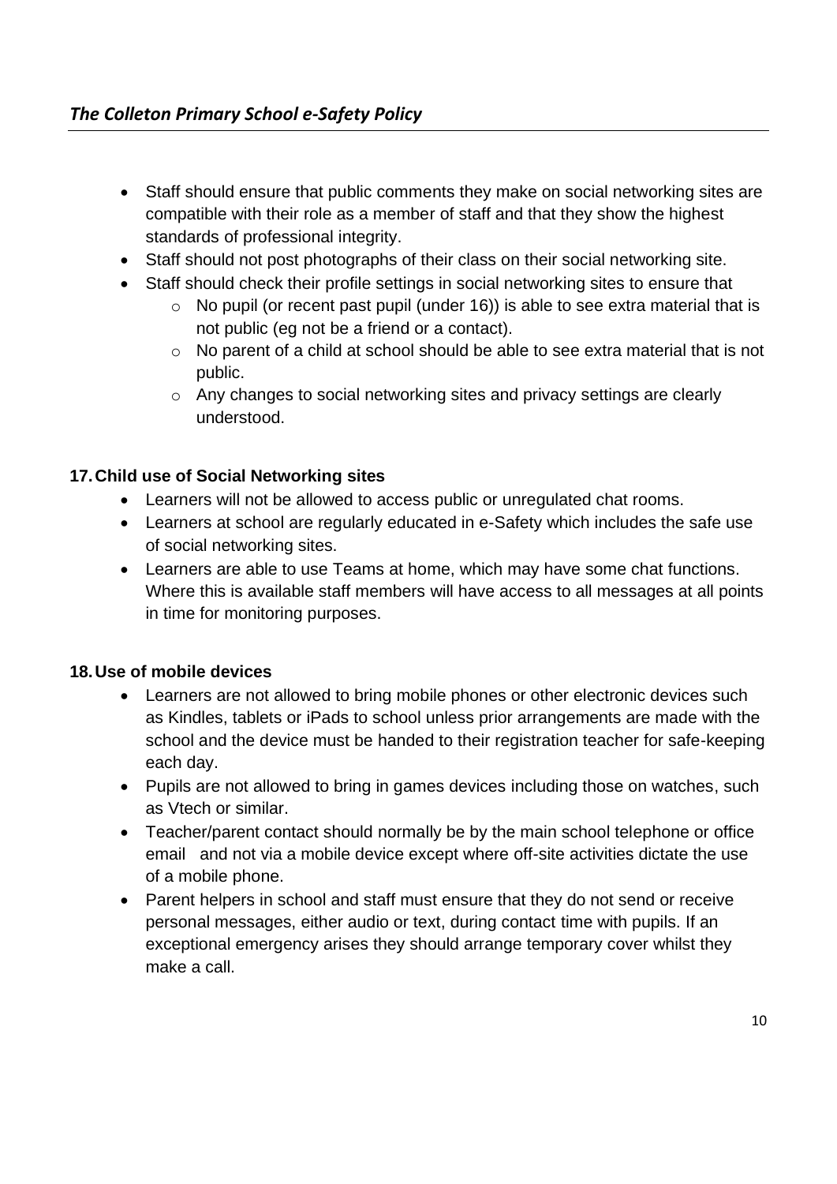- Staff should ensure that public comments they make on social networking sites are compatible with their role as a member of staff and that they show the highest standards of professional integrity.
- Staff should not post photographs of their class on their social networking site.
- Staff should check their profile settings in social networking sites to ensure that
  - No pupil (or recent past pupil (under 16)) is able to see extra material that is not public (eg not be a friend or a contact).
  - No parent of a child at school should be able to see extra material that is not public.
  - Any changes to social networking sites and privacy settings are clearly understood.

## 17. Child use of Social Networking sites

- Learners will not be allowed to access public or unregulated chat rooms.
- Learners at school are regularly educated in e-Safety which includes the safe use of social networking sites.
- Learners are able to use Teams at home, which may have some chat functions. Where this is available staff members will have access to all messages at all points in time for monitoring purposes.

## 18. Use of mobile devices

- Learners are not allowed to bring mobile phones or other electronic devices such as Kindles, tablets or iPads to school unless prior arrangements are made with the school and the device must be handed to their registration teacher for safe-keeping each day.
- Pupils are not allowed to bring in games devices including those on watches, such as Vtech or similar.
- Teacher/parent contact should normally be by the main school telephone or office email and not via a mobile device except where off-site activities dictate the use of a mobile phone.
- Parent helpers in school and staff must ensure that they do not send or receive personal messages, either audio or text, during contact time with pupils. If an exceptional emergency arises they should arrange temporary cover whilst they make a call.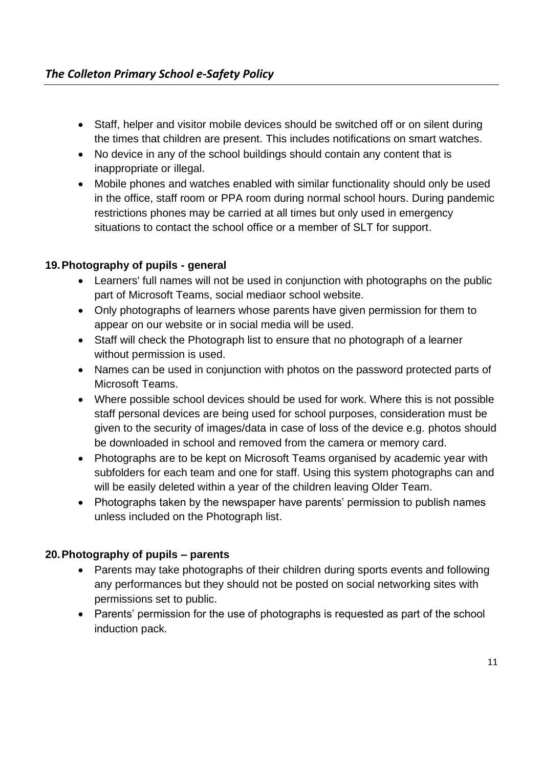- Staff, helper and visitor mobile devices should be switched off or on silent during the times that children are present. This includes notifications on smart watches.
- No device in any of the school buildings should contain any content that is inappropriate or illegal.
- Mobile phones and watches enabled with similar functionality should only be used in the office, staff room or PPA room during normal school hours. During pandemic restrictions phones may be carried at all times but only used in emergency situations to contact the school office or a member of SLT for support.

## 19. Photography of pupils - general

- Learners' full names will not be used in conjunction with photographs on the public part of Microsoft Teams, social mediaor school website.
- Only photographs of learners whose parents have given permission for them to appear on our website or in social media will be used.
- Staff will check the Photograph list to ensure that no photograph of a learner without permission is used.
- Names can be used in conjunction with photos on the password protected parts of Microsoft Teams.
- Where possible school devices should be used for work. Where this is not possible staff personal devices are being used for school purposes, consideration must be given to the security of images/data in case of loss of the device e.g. photos should be downloaded in school and removed from the camera or memory card.
- Photographs are to be kept on Microsoft Teams organised by academic year with subfolders for each team and one for staff. Using this system photographs can and will be easily deleted within a year of the children leaving Older Team.
- Photographs taken by the newspaper have parents' permission to publish names unless included on the Photograph list.

## 20. Photography of pupils – parents

- Parents may take photographs of their children during sports events and following any performances but they should not be posted on social networking sites with permissions set to public.
- Parents' permission for the use of photographs is requested as part of the school induction pack.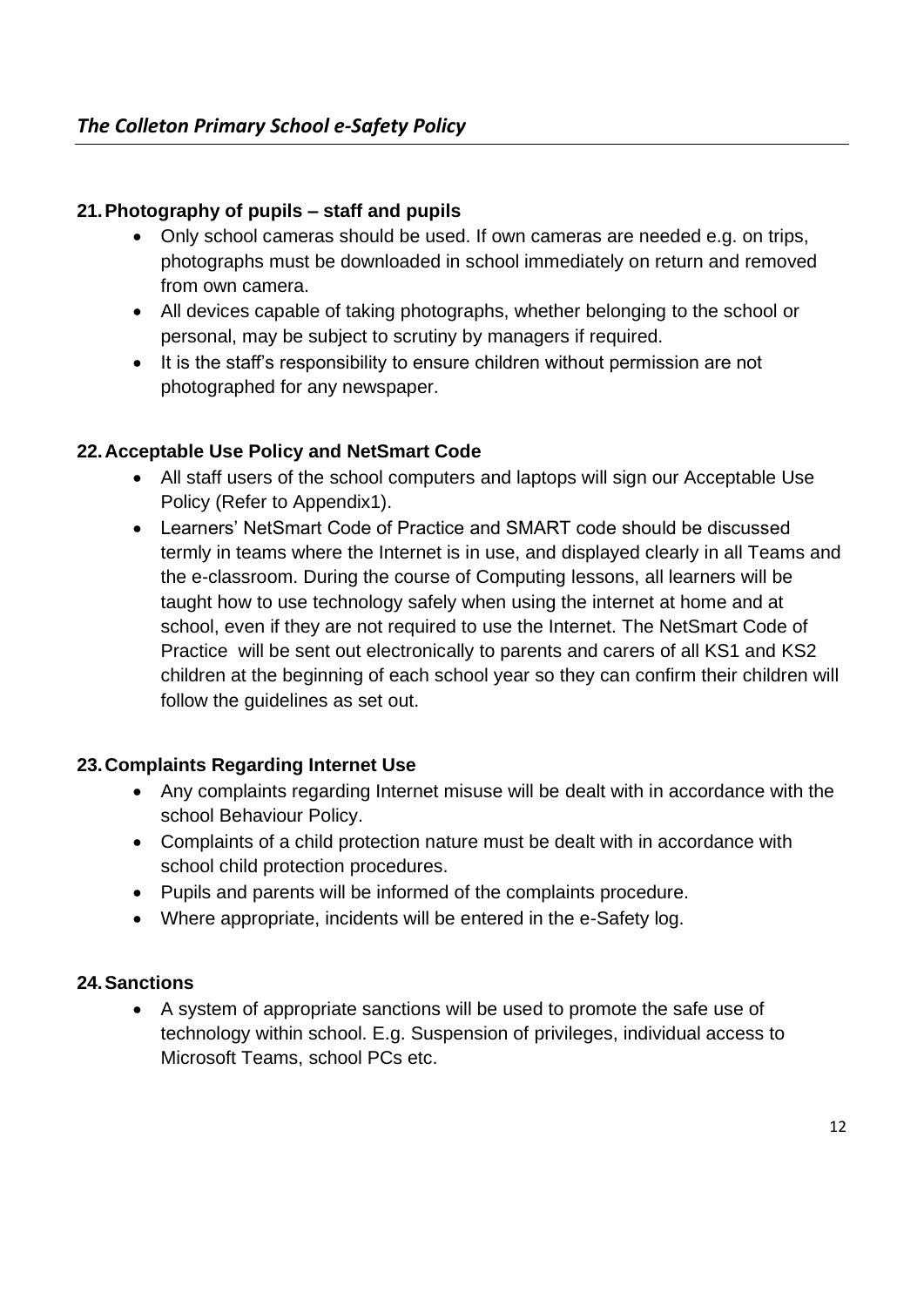## 21. Photography of pupils – staff and pupils

- Only school cameras should be used. If own cameras are needed e.g. on trips, photographs must be downloaded in school immediately on return and removed from own camera.
- All devices capable of taking photographs, whether belonging to the school or personal, may be subject to scrutiny by managers if required.
- It is the staff's responsibility to ensure children without permission are not photographed for any newspaper.

## 22. Acceptable Use Policy and NetSmart Code

- All staff users of the school computers and laptops will sign our Acceptable Use Policy (Refer to Appendix1).
- Learners' NetSmart Code of Practice and SMART code should be discussed termly in teams where the Internet is in use, and displayed clearly in all Teams and the e-classroom. During the course of Computing lessons, all learners will be taught how to use technology safely when using the internet at home and at school, even if they are not required to use the Internet. The NetSmart Code of Practice will be sent out electronically to parents and carers of all KS1 and KS2 children at the beginning of each school year so they can confirm their children will follow the guidelines as set out.

## 23. Complaints Regarding Internet Use

- Any complaints regarding Internet misuse will be dealt with in accordance with the school Behaviour Policy.
- Complaints of a child protection nature must be dealt with in accordance with school child protection procedures.
- Pupils and parents will be informed of the complaints procedure.
- Where appropriate, incidents will be entered in the e-Safety log.

## 24. Sanctions

- A system of appropriate sanctions will be used to promote the safe use of technology within school. E.g. Suspension of privileges, individual access to Microsoft Teams, school PCs etc.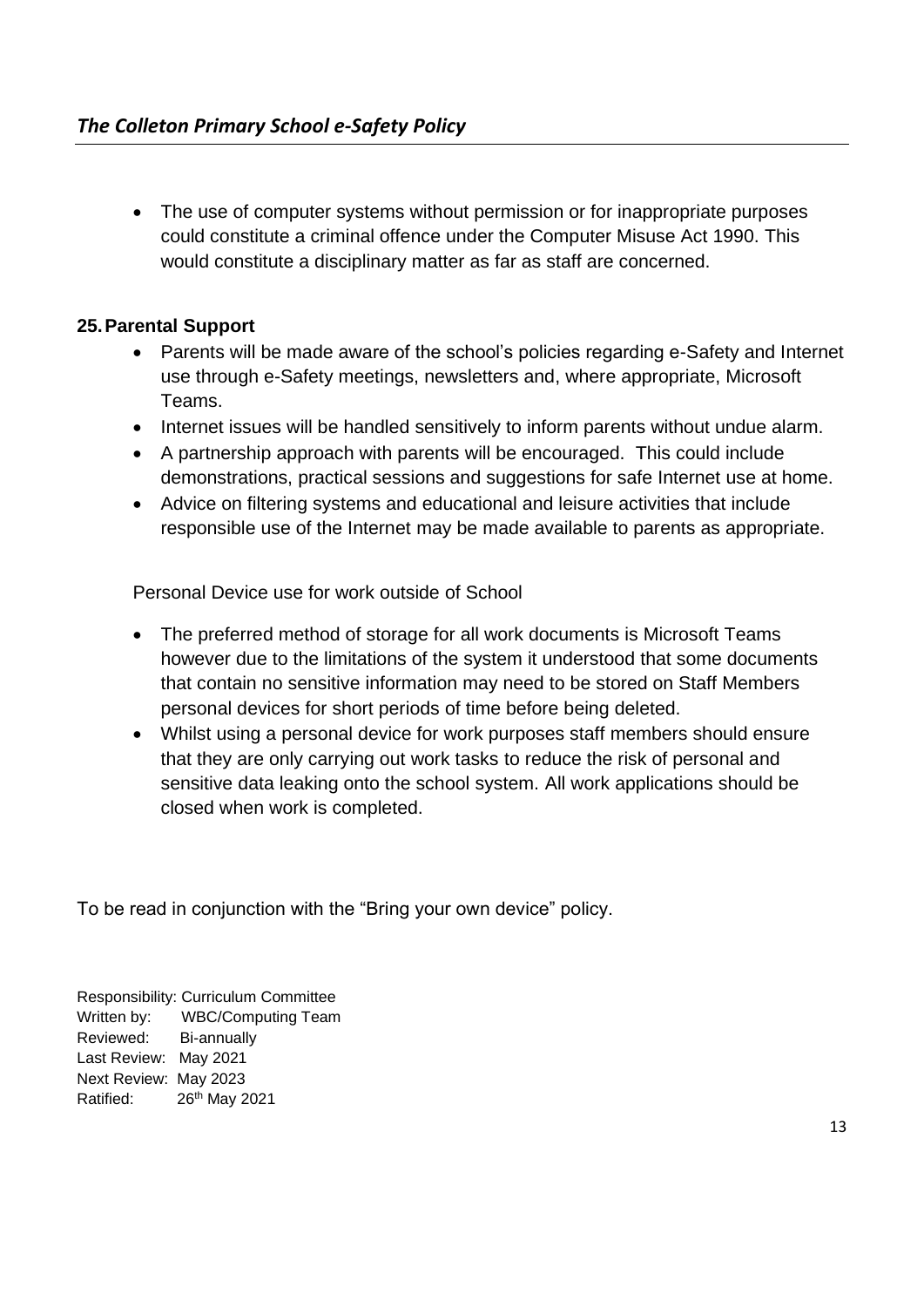- The use of computer systems without permission or for inappropriate purposes could constitute a criminal offence under the Computer Misuse Act 1990. This would constitute a disciplinary matter as far as staff are concerned.

## 25. Parental Support

- Parents will be made aware of the school's policies regarding e-Safety and Internet use through e-Safety meetings, newsletters and, where appropriate, Microsoft Teams.
- Internet issues will be handled sensitively to inform parents without undue alarm.
- A partnership approach with parents will be encouraged. This could include demonstrations, practical sessions and suggestions for safe Internet use at home.
- Advice on filtering systems and educational and leisure activities that include responsible use of the Internet may be made available to parents as appropriate.

Personal Device use for work outside of School

- The preferred method of storage for all work documents is Microsoft Teams however due to the limitations of the system it understood that some documents that contain no sensitive information may need to be stored on Staff Members personal devices for short periods of time before being deleted.
- Whilst using a personal device for work purposes staff members should ensure that they are only carrying out work tasks to reduce the risk of personal and sensitive data leaking onto the school system. All work applications should be closed when work is completed.

To be read in conjunction with the "Bring your own device" policy.

Responsibility: Curriculum Committee
Written by: WBC/Computing Team
Reviewed: Bi-annually
Last Review: May 2021
Next Review: May 2023
Ratified: 26th May 2021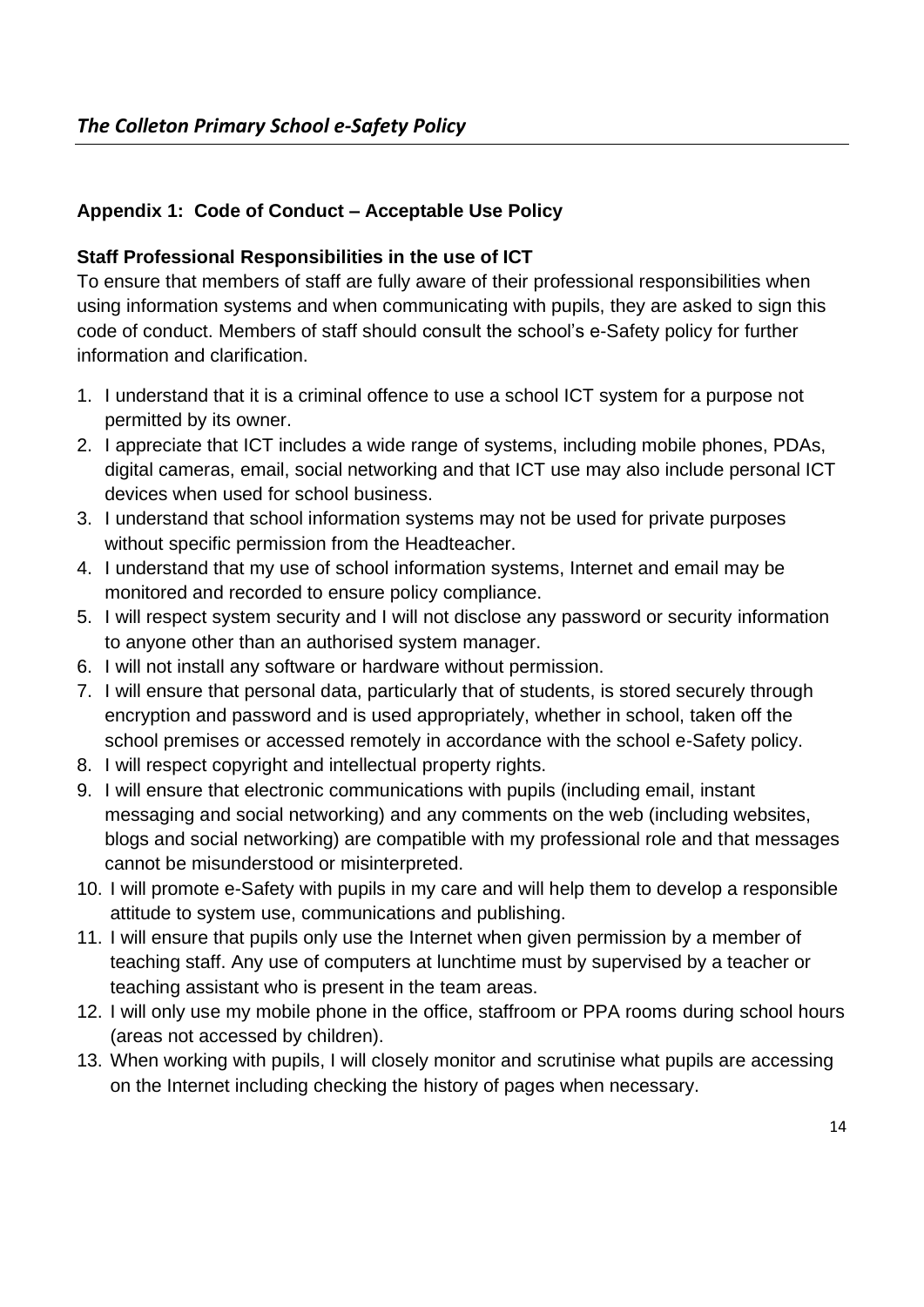## Appendix 1: Code of Conduct – Acceptable Use Policy

### Staff Professional Responsibilities in the use of ICT

To ensure that members of staff are fully aware of their professional responsibilities when using information systems and when communicating with pupils, they are asked to sign this code of conduct. Members of staff should consult the school's e-Safety policy for further information and clarification.

1. I understand that it is a criminal offence to use a school ICT system for a purpose not permitted by its owner.
2. I appreciate that ICT includes a wide range of systems, including mobile phones, PDAs, digital cameras, email, social networking and that ICT use may also include personal ICT devices when used for school business.
3. I understand that school information systems may not be used for private purposes without specific permission from the Headteacher.
4. I understand that my use of school information systems, Internet and email may be monitored and recorded to ensure policy compliance.
5. I will respect system security and I will not disclose any password or security information to anyone other than an authorised system manager.
6. I will not install any software or hardware without permission.
7. I will ensure that personal data, particularly that of students, is stored securely through encryption and password and is used appropriately, whether in school, taken off the school premises or accessed remotely in accordance with the school e-Safety policy.
8. I will respect copyright and intellectual property rights.
9. I will ensure that electronic communications with pupils (including email, instant messaging and social networking) and any comments on the web (including websites, blogs and social networking) are compatible with my professional role and that messages cannot be misunderstood or misinterpreted.
10. I will promote e-Safety with pupils in my care and will help them to develop a responsible attitude to system use, communications and publishing.
11. I will ensure that pupils only use the Internet when given permission by a member of teaching staff. Any use of computers at lunchtime must by supervised by a teacher or teaching assistant who is present in the team areas.
12. I will only use my mobile phone in the office, staffroom or PPA rooms during school hours (areas not accessed by children).
13. When working with pupils, I will closely monitor and scrutinise what pupils are accessing on the Internet including checking the history of pages when necessary.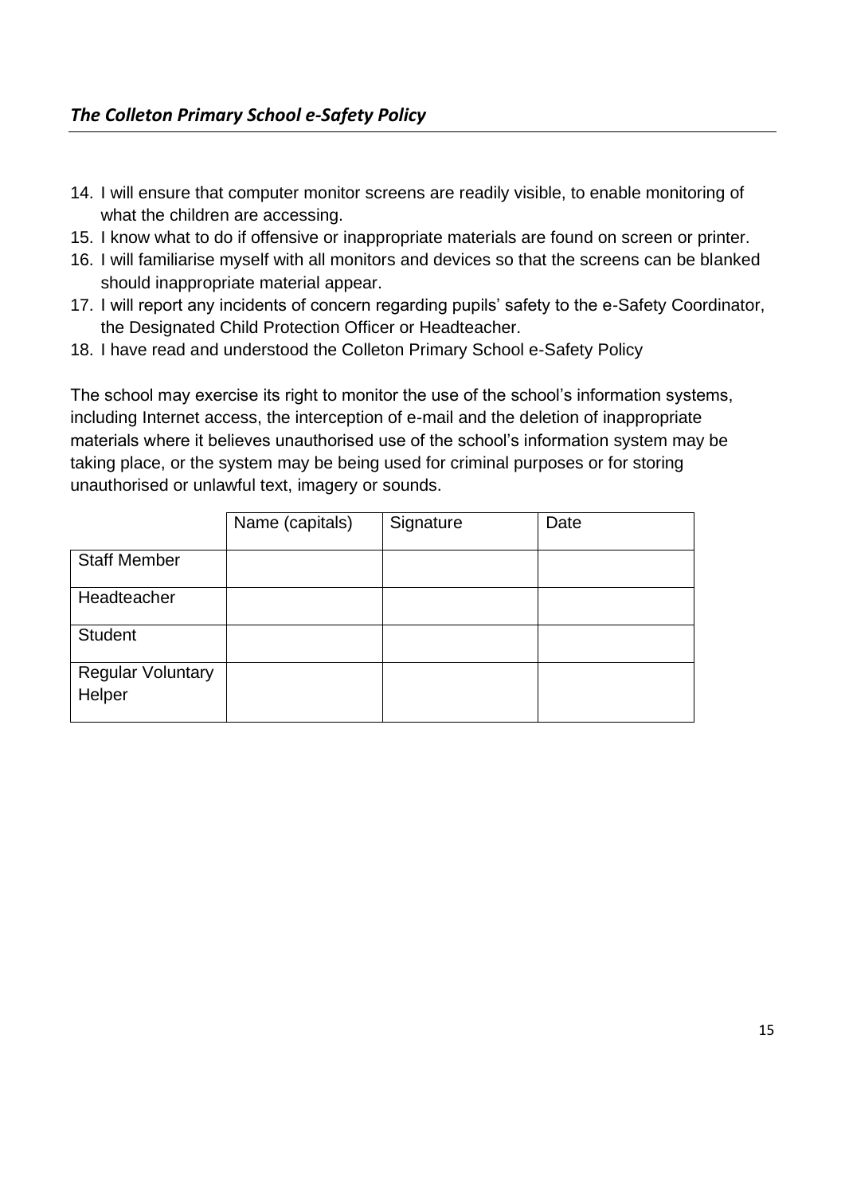14. I will ensure that computer monitor screens are readily visible, to enable monitoring of what the children are accessing.
15. I know what to do if offensive or inappropriate materials are found on screen or printer.
16. I will familiarise myself with all monitors and devices so that the screens can be blanked should inappropriate material appear.
17. I will report any incidents of concern regarding pupils' safety to the e-Safety Coordinator, the Designated Child Protection Officer or Headteacher.
18. I have read and understood the Colleton Primary School e-Safety Policy

The school may exercise its right to monitor the use of the school's information systems, including Internet access, the interception of e-mail and the deletion of inappropriate materials where it believes unauthorised use of the school's information system may be taking place, or the system may be being used for criminal purposes or for storing unauthorised or unlawful text, imagery or sounds.

| | Name (capitals) | Signature | Date |
|---|---|---|---|
| Staff Member | | | |
| Headteacher | | | |
| Student | | | |
| Regular Voluntary Helper | | | |